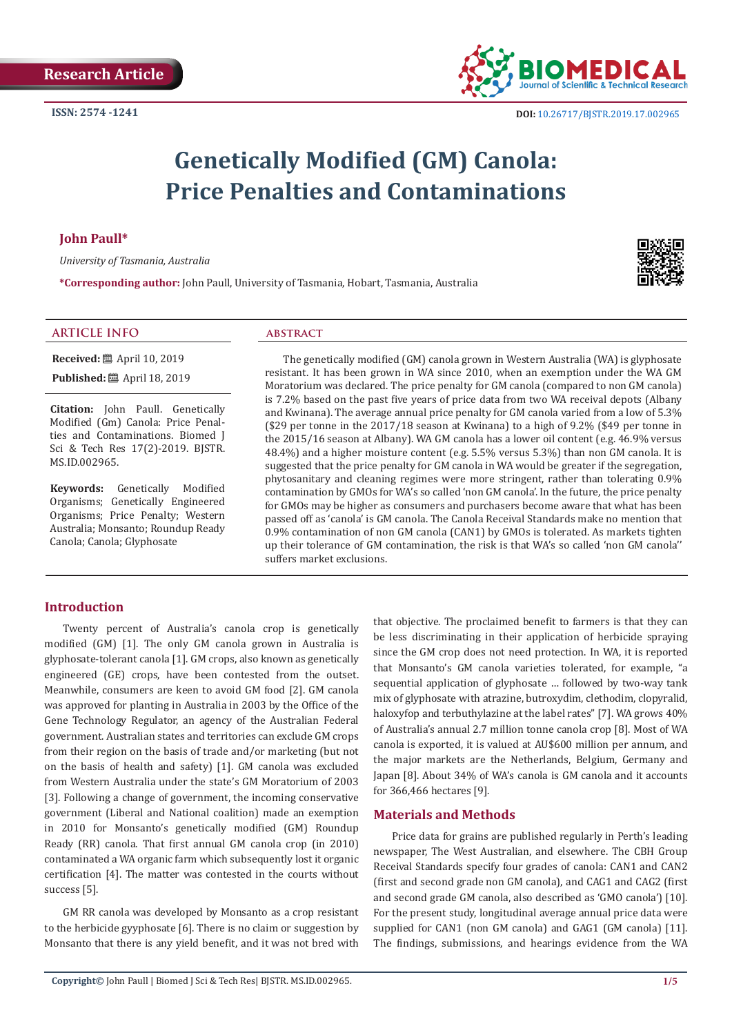Research Article

ISSN: 2574 -1241

DOI: 10.26717/BJSTR.2019.17.002965

# Genetically Modified (GM) Canola: Price Penalties and Contaminations

**John Paull***

*University of Tasmania, Australia*

***Corresponding author:** John Paull, University of Tasmania, Hobart, Tasmania, Australia

## ARTICLE INFO

**Received:** April 10, 2019

**Published:** April 18, 2019

**Citation:** John Paull. Genetically Modified (Gm) Canola: Price Penalties and Contaminations. Biomed J Sci & Tech Res 17(2)-2019. BJSTR. MS.ID.002965.

**Keywords:** Genetically Modified Organisms; Genetically Engineered Organisms; Price Penalty; Western Australia; Monsanto; Roundup Ready Canola; Canola; Glyphosate

## ABSTRACT

The genetically modified (GM) canola grown in Western Australia (WA) is glyphosate resistant. It has been grown in WA since 2010, when an exemption under the WA GM Moratorium was declared. The price penalty for GM canola (compared to non GM canola) is 7.2% based on the past five years of price data from two WA receival depots (Albany and Kwinana). The average annual price penalty for GM canola varied from a low of 5.3% ($29 per tonne in the 2017/18 season at Kwinana) to a high of 9.2% ($49 per tonne in the 2015/16 season at Albany). WA GM canola has a lower oil content (e.g. 46.9% versus 48.4%) and a higher moisture content (e.g. 5.5% versus 5.3%) than non GM canola. It is suggested that the price penalty for GM canola in WA would be greater if the segregation, phytosanitary and cleaning regimes were more stringent, rather than tolerating 0.9% contamination by GMOs for WA's so called 'non GM canola'. In the future, the price penalty for GMOs may be higher as consumers and purchasers become aware that what has been passed off as 'canola' is GM canola. The Canola Receival Standards make no mention that 0.9% contamination of non GM canola (CAN1) by GMOs is tolerated. As markets tighten up their tolerance of GM contamination, the risk is that WA's so called 'non GM canola'' suffers market exclusions.

## Introduction

Twenty percent of Australia's canola crop is genetically modified (GM) [1]. The only GM canola grown in Australia is glyphosate-tolerant canola [1]. GM crops, also known as genetically engineered (GE) crops, have been contested from the outset. Meanwhile, consumers are keen to avoid GM food [2]. GM canola was approved for planting in Australia in 2003 by the Office of the Gene Technology Regulator, an agency of the Australian Federal government. Australian states and territories can exclude GM crops from their region on the basis of trade and/or marketing (but not on the basis of health and safety) [1]. GM canola was excluded from Western Australia under the state's GM Moratorium of 2003 [3]. Following a change of government, the incoming conservative government (Liberal and National coalition) made an exemption in 2010 for Monsanto's genetically modified (GM) Roundup Ready (RR) canola. That first annual GM canola crop (in 2010) contaminated a WA organic farm which subsequently lost it organic certification [4]. The matter was contested in the courts without success [5].

GM RR canola was developed by Monsanto as a crop resistant to the herbicide gyyphosate [6]. There is no claim or suggestion by Monsanto that there is any yield benefit, and it was not bred with that objective. The proclaimed benefit to farmers is that they can be less discriminating in their application of herbicide spraying since the GM crop does not need protection. In WA, it is reported that Monsanto's GM canola varieties tolerated, for example, "a sequential application of glyphosate ... followed by two-way tank mix of glyphosate with atrazine, butroxydim, clethodim, clopyralid, haloxyfop and terbuthylazine at the label rates" [7]. WA grows 40% of Australia's annual 2.7 million tonne canola crop [8]. Most of WA canola is exported, it is valued at AU$600 million per annum, and the major markets are the Netherlands, Belgium, Germany and Japan [8]. About 34% of WA's canola is GM canola and it accounts for 366,466 hectares [9].

## Materials and Methods

Price data for grains are published regularly in Perth's leading newspaper, The West Australian, and elsewhere. The CBH Group Receival Standards specify four grades of canola: CAN1 and CAN2 (first and second grade non GM canola), and CAG1 and CAG2 (first and second grade GM canola, also described as 'GMO canola') [10]. For the present study, longitudinal average annual price data were supplied for CAN1 (non GM canola) and GAG1 (GM canola) [11]. The findings, submissions, and hearings evidence from the WA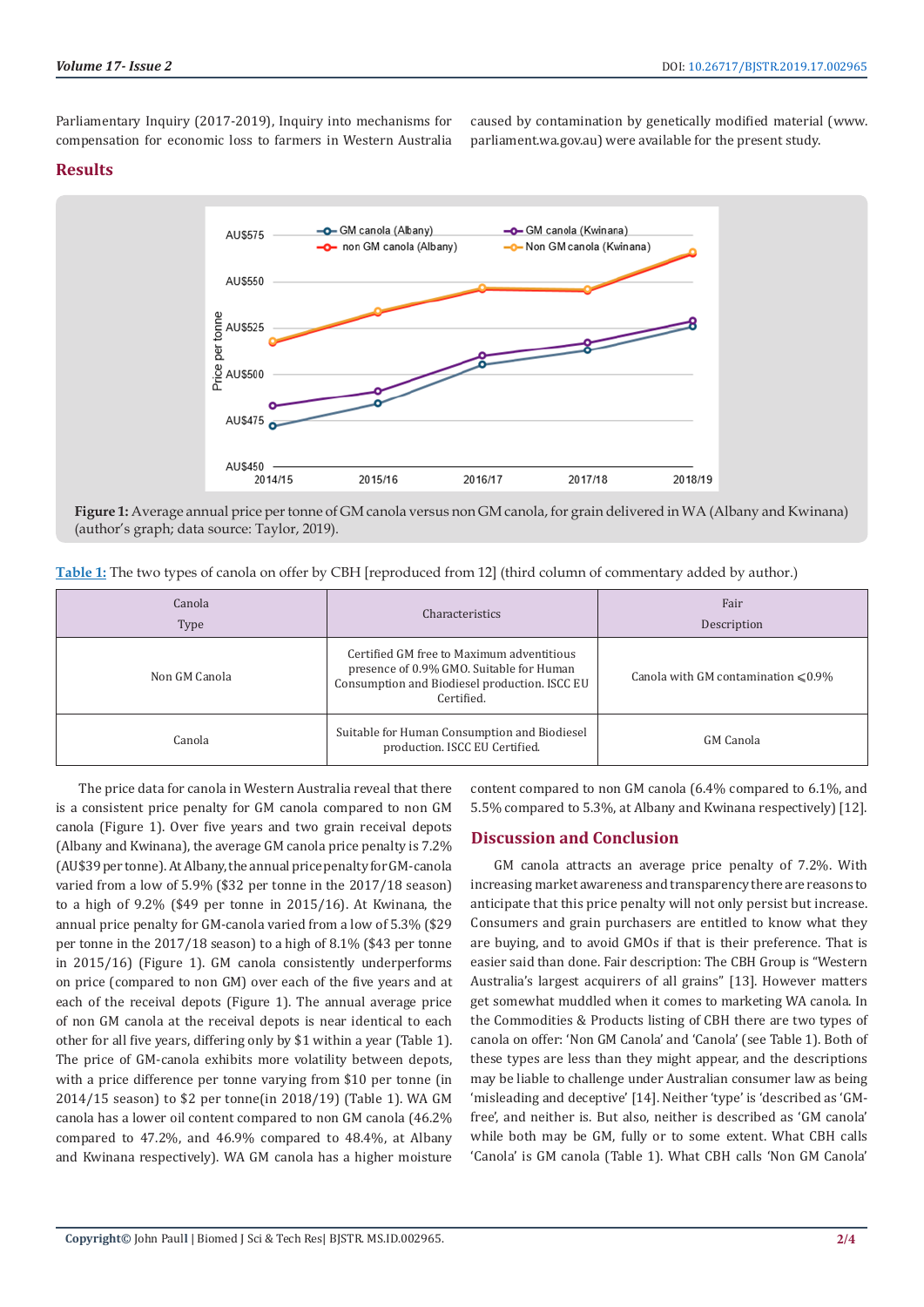Parliamentary Inquiry (2017-2019), Inquiry into mechanisms for compensation for economic loss to farmers in Western Australia caused by contamination by genetically modified material (www.parliament.wa.gov.au) were available for the present study.

## Results

**Figure 1:** Average annual price per tonne of GM canola versus non GM canola, for grain delivered in WA (Albany and Kwinana) (author's graph; data source: Taylor, 2019).

**Table 1:** The two types of canola on offer by CBH [reproduced from 12] (third column of commentary added by author.)

| Canola Type | Characteristics | Fair Description |
|---|---|---|
| Non GM Canola | Certified GM free to Maximum adventitious presence of 0.9% GMO. Suitable for Human Consumption and Biodiesel production. ISCC EU Certified. | Canola with GM contamination ⩽0.9% |
| Canola | Suitable for Human Consumption and Biodiesel production. ISCC EU Certified. | GM Canola |

The price data for canola in Western Australia reveal that there is a consistent price penalty for GM canola compared to non GM canola (Figure 1). Over five years and two grain receival depots (Albany and Kwinana), the average GM canola price penalty is 7.2% (AU$39 per tonne). At Albany, the annual price penalty for GM-canola varied from a low of 5.9% ($32 per tonne in the 2017/18 season) to a high of 9.2% ($49 per tonne in 2015/16). At Kwinana, the annual price penalty for GM-canola varied from a low of 5.3% ($29 per tonne in the 2017/18 season) to a high of 8.1% ($43 per tonne in 2015/16) (Figure 1). GM canola consistently underperforms on price (compared to non GM) over each of the five years and at each of the receival depots (Figure 1). The annual average price of non GM canola at the receival depots is near identical to each other for all five years, differing only by $1 within a year (Table 1). The price of GM-canola exhibits more volatility between depots, with a price difference per tonne varying from $10 per tonne (in 2014/15 season) to $2 per tonne(in 2018/19) (Table 1). WA GM canola has a lower oil content compared to non GM canola (46.2% compared to 47.2%, and 46.9% compared to 48.4%, at Albany and Kwinana respectively). WA GM canola has a higher moisture content compared to non GM canola (6.4% compared to 6.1%, and 5.5% compared to 5.3%, at Albany and Kwinana respectively) [12].

## Discussion and Conclusion

GM canola attracts an average price penalty of 7.2%. With increasing market awareness and transparency there are reasons to anticipate that this price penalty will not only persist but increase. Consumers and grain purchasers are entitled to know what they are buying, and to avoid GMOs if that is their preference. That is easier said than done. Fair description: The CBH Group is "Western Australia's largest acquirers of all grains" [13]. However matters get somewhat muddled when it comes to marketing WA canola. In the Commodities & Products listing of CBH there are two types of canola on offer: 'Non GM Canola' and 'Canola' (see Table 1). Both of these types are less than they might appear, and the descriptions may be liable to challenge under Australian consumer law as being 'misleading and deceptive' [14]. Neither 'type' is 'described as 'GM-free', and neither is. But also, neither is described as 'GM canola' while both may be GM, fully or to some extent. What CBH calls 'Canola' is GM canola (Table 1). What CBH calls 'Non GM Canola'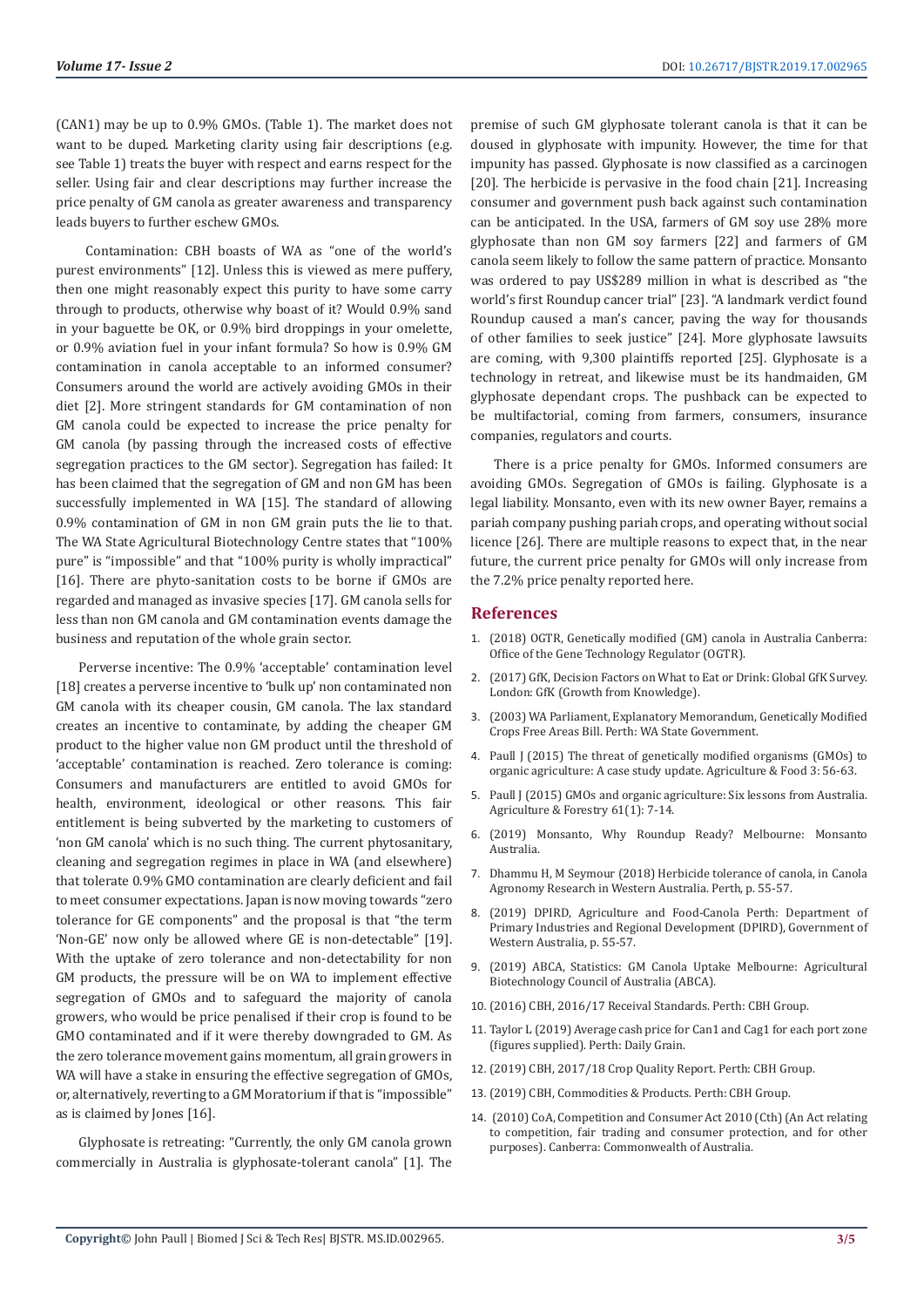(CAN1) may be up to 0.9% GMOs. (Table 1). The market does not want to be duped. Marketing clarity using fair descriptions (e.g. see Table 1) treats the buyer with respect and earns respect for the seller. Using fair and clear descriptions may further increase the price penalty of GM canola as greater awareness and transparency leads buyers to further eschew GMOs.

Contamination: CBH boasts of WA as "one of the world's purest environments" [12]. Unless this is viewed as mere puffery, then one might reasonably expect this purity to have some carry through to products, otherwise why boast of it? Would 0.9% sand in your baguette be OK, or 0.9% bird droppings in your omelette, or 0.9% aviation fuel in your infant formula? So how is 0.9% GM contamination in canola acceptable to an informed consumer? Consumers around the world are actively avoiding GMOs in their diet [2]. More stringent standards for GM contamination of non GM canola could be expected to increase the price penalty for GM canola (by passing through the increased costs of effective segregation practices to the GM sector). Segregation has failed: It has been claimed that the segregation of GM and non GM has been successfully implemented in WA [15]. The standard of allowing 0.9% contamination of GM in non GM grain puts the lie to that. The WA State Agricultural Biotechnology Centre states that "100% pure" is "impossible" and that "100% purity is wholly impractical" [16]. There are phyto-sanitation costs to be borne if GMOs are regarded and managed as invasive species [17]. GM canola sells for less than non GM canola and GM contamination events damage the business and reputation of the whole grain sector.

Perverse incentive: The 0.9% 'acceptable' contamination level [18] creates a perverse incentive to 'bulk up' non contaminated non GM canola with its cheaper cousin, GM canola. The lax standard creates an incentive to contaminate, by adding the cheaper GM product to the higher value non GM product until the threshold of 'acceptable' contamination is reached. Zero tolerance is coming: Consumers and manufacturers are entitled to avoid GMOs for health, environment, ideological or other reasons. This fair entitlement is being subverted by the marketing to customers of 'non GM canola' which is no such thing. The current phytosanitary, cleaning and segregation regimes in place in WA (and elsewhere) that tolerate 0.9% GMO contamination are clearly deficient and fail to meet consumer expectations. Japan is now moving towards "zero tolerance for GE components" and the proposal is that "the term 'Non-GE' now only be allowed where GE is non-detectable" [19]. With the uptake of zero tolerance and non-detectability for non GM products, the pressure will be on WA to implement effective segregation of GMOs and to safeguard the majority of canola growers, who would be price penalised if their crop is found to be GMO contaminated and if it were thereby downgraded to GM. As the zero tolerance movement gains momentum, all grain growers in WA will have a stake in ensuring the effective segregation of GMOs, or, alternatively, reverting to a GM Moratorium if that is "impossible" as is claimed by Jones [16].

Glyphosate is retreating: "Currently, the only GM canola grown commercially in Australia is glyphosate-tolerant canola" [1]. The premise of such GM glyphosate tolerant canola is that it can be doused in glyphosate with impunity. However, the time for that impunity has passed. Glyphosate is now classified as a carcinogen [20]. The herbicide is pervasive in the food chain [21]. Increasing consumer and government push back against such contamination can be anticipated. In the USA, farmers of GM soy use 28% more glyphosate than non GM soy farmers [22] and farmers of GM canola seem likely to follow the same pattern of practice. Monsanto was ordered to pay US$289 million in what is described as "the world's first Roundup cancer trial" [23]. "A landmark verdict found Roundup caused a man's cancer, paving the way for thousands of other families to seek justice" [24]. More glyphosate lawsuits are coming, with 9,300 plaintiffs reported [25]. Glyphosate is a technology in retreat, and likewise must be its handmaiden, GM glyphosate dependant crops. The pushback can be expected to be multifactorial, coming from farmers, consumers, insurance companies, regulators and courts.

There is a price penalty for GMOs. Informed consumers are avoiding GMOs. Segregation of GMOs is failing. Glyphosate is a legal liability. Monsanto, even with its new owner Bayer, remains a pariah company pushing pariah crops, and operating without social licence [26]. There are multiple reasons to expect that, in the near future, the current price penalty for GMOs will only increase from the 7.2% price penalty reported here.

## References

1. (2018) OGTR, Genetically modified (GM) canola in Australia Canberra: Office of the Gene Technology Regulator (OGTR).
2. (2017) GfK, Decision Factors on What to Eat or Drink: Global GfK Survey. London: GfK (Growth from Knowledge).
3. (2003) WA Parliament, Explanatory Memorandum, Genetically Modified Crops Free Areas Bill. Perth: WA State Government.
4. Paull J (2015) The threat of genetically modified organisms (GMOs) to organic agriculture: A case study update. Agriculture & Food 3: 56-63.
5. Paull J (2015) GMOs and organic agriculture: Six lessons from Australia. Agriculture & Forestry 61(1): 7-14.
6. (2019) Monsanto, Why Roundup Ready? Melbourne: Monsanto Australia.
7. Dhammu H, M Seymour (2018) Herbicide tolerance of canola, in Canola Agronomy Research in Western Australia. Perth, p. 55-57.
8. (2019) DPIRD, Agriculture and Food-Canola Perth: Department of Primary Industries and Regional Development (DPIRD), Government of Western Australia, p. 55-57.
9. (2019) ABCA, Statistics: GM Canola Uptake Melbourne: Agricultural Biotechnology Council of Australia (ABCA).
10. (2016) CBH, 2016/17 Receival Standards. Perth: CBH Group.
11. Taylor L (2019) Average cash price for Can1 and Cag1 for each port zone (figures supplied). Perth: Daily Grain.
12. (2019) CBH, 2017/18 Crop Quality Report. Perth: CBH Group.
13. (2019) CBH, Commodities & Products. Perth: CBH Group.
14. (2010) CoA, Competition and Consumer Act 2010 (Cth) (An Act relating to competition, fair trading and consumer protection, and for other purposes). Canberra: Commonwealth of Australia.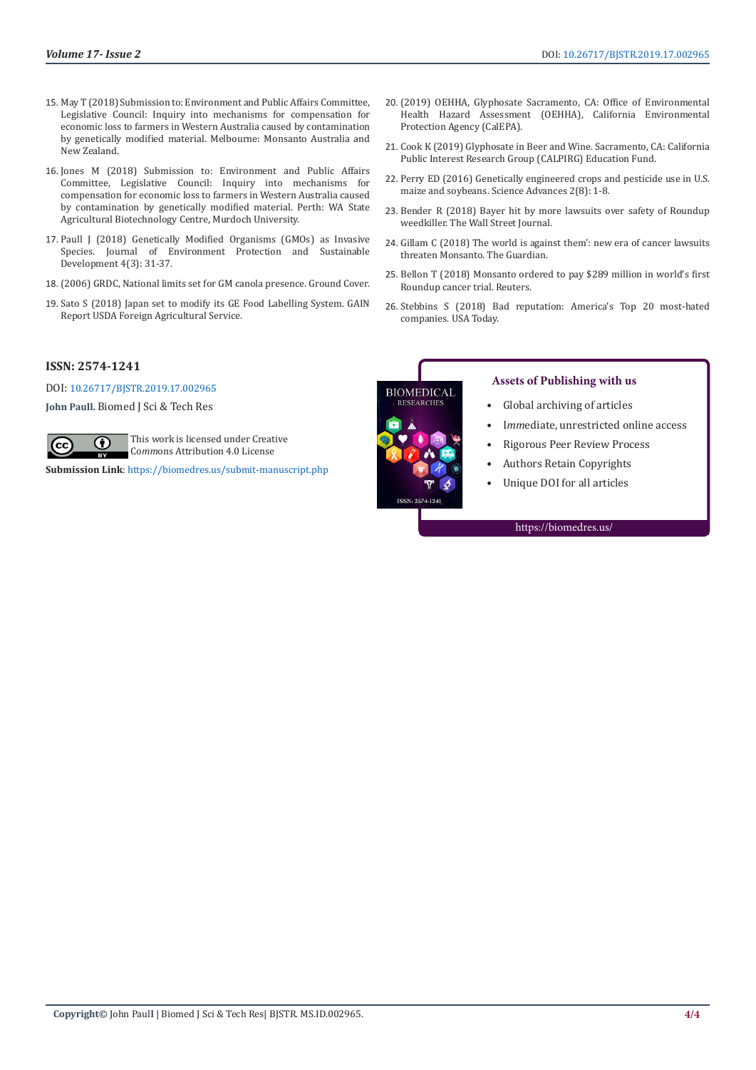15. May T (2018) Submission to: Environment and Public Affairs Committee, Legislative Council: Inquiry into mechanisms for compensation for economic loss to farmers in Western Australia caused by contamination by genetically modified material. Melbourne: Monsanto Australia and New Zealand.
16. Jones M (2018) Submission to: Environment and Public Affairs Committee, Legislative Council: Inquiry into mechanisms for compensation for economic loss to farmers in Western Australia caused by contamination by genetically modified material. Perth: WA State Agricultural Biotechnology Centre, Murdoch University.
17. Paull J (2018) Genetically Modified Organisms (GMOs) as Invasive Species. Journal of Environment Protection and Sustainable Development 4(3): 31-37.
18. (2006) GRDC, National limits set for GM canola presence. Ground Cover.
19. Sato S (2018) Japan set to modify its GE Food Labelling System. GAIN Report USDA Foreign Agricultural Service.
20. (2019) OEHHA, Glyphosate Sacramento, CA: Office of Environmental Health Hazard Assessment (OEHHA), California Environmental Protection Agency (CalEPA).
21. Cook K (2019) Glyphosate in Beer and Wine. Sacramento, CA: California Public Interest Research Group (CALPIRG) Education Fund.
22. Perry ED (2016) Genetically engineered crops and pesticide use in U.S. maize and soybeans. Science Advances 2(8): 1-8.
23. Bender R (2018) Bayer hit by more lawsuits over safety of Roundup weedkiller. The Wall Street Journal.
24. Gillam C (2018) The world is against them': new era of cancer lawsuits threaten Monsanto. The Guardian.
25. Bellon T (2018) Monsanto ordered to pay $289 million in world's first Roundup cancer trial. Reuters.
26. Stebbins S (2018) Bad reputation: America's Top 20 most-hated companies. USA Today.

**ISSN: 2574-1241**

DOI: 10.26717/BJSTR.2019.17.002965

**John Paull**. Biomed J Sci & Tech Res

This work is licensed under Creative Commons Attribution 4.0 License

**Submission Link**: https://biomedres.us/submit-manuscript.php

**Assets of Publishing with us**

- Global archiving of articles
- Immediate, unrestricted online access
- Rigorous Peer Review Process
- Authors Retain Copyrights
- Unique DOI for all articles

https://biomedres.us/